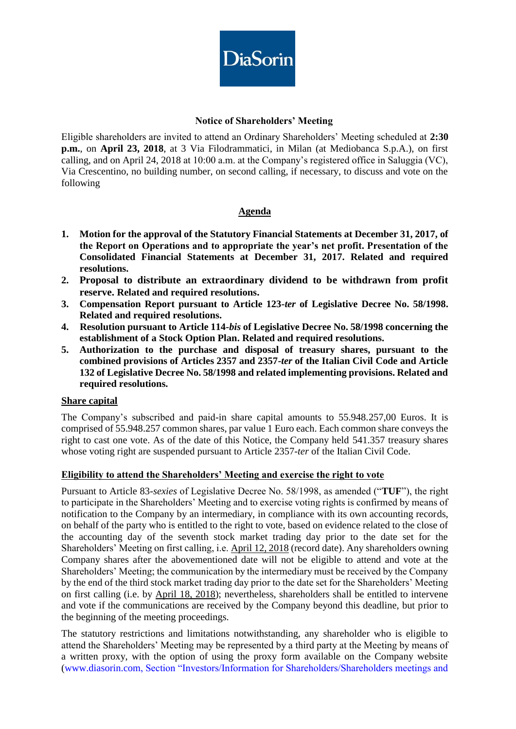DiaSorin

## Notice of Shareholders' Meeting

Eligible shareholders are invited to attend an Ordinary Shareholders' Meeting scheduled at **2:30 p.m.**, on **April 23, 2018**, at 3 Via Filodrammatici, in Milan (at Mediobanca S.p.A.), on first calling, and on April 24, 2018 at 10:00 a.m. at the Company's registered office in Saluggia (VC), Via Crescentino, no building number, on second calling, if necessary, to discuss and vote on the following

### Agenda

1. **Motion for the approval of the Statutory Financial Statements at December 31, 2017, of the Report on Operations and to appropriate the year's net profit. Presentation of the Consolidated Financial Statements at December 31, 2017. Related and required resolutions.**
2. **Proposal to distribute an extraordinary dividend to be withdrawn from profit reserve. Related and required resolutions.**
3. **Compensation Report pursuant to Article 123-*ter* of Legislative Decree No. 58/1998. Related and required resolutions.**
4. **Resolution pursuant to Article 114-*bis* of Legislative Decree No. 58/1998 concerning the establishment of a Stock Option Plan. Related and required resolutions.**
5. **Authorization to the purchase and disposal of treasury shares, pursuant to the combined provisions of Articles 2357 and 2357-*ter* of the Italian Civil Code and Article 132 of Legislative Decree No. 58/1998 and related implementing provisions. Related and required resolutions.**

### Share capital

The Company's subscribed and paid-in share capital amounts to 55.948.257,00 Euros. It is comprised of 55.948.257 common shares, par value 1 Euro each. Each common share conveys the right to cast one vote. As of the date of this Notice, the Company held 541.357 treasury shares whose voting right are suspended pursuant to Article 2357-*ter* of the Italian Civil Code.

### Eligibility to attend the Shareholders' Meeting and exercise the right to vote

Pursuant to Article 83-*sexies* of Legislative Decree No. 58/1998, as amended ("**TUF**"), the right to participate in the Shareholders' Meeting and to exercise voting rights is confirmed by means of notification to the Company by an intermediary, in compliance with its own accounting records, on behalf of the party who is entitled to the right to vote, based on evidence related to the close of the accounting day of the seventh stock market trading day prior to the date set for the Shareholders' Meeting on first calling, i.e. April 12, 2018 (record date). Any shareholders owning Company shares after the abovementioned date will not be eligible to attend and vote at the Shareholders' Meeting; the communication by the intermediary must be received by the Company by the end of the third stock market trading day prior to the date set for the Shareholders' Meeting on first calling (i.e. by April 18, 2018); nevertheless, shareholders shall be entitled to intervene and vote if the communications are received by the Company beyond this deadline, but prior to the beginning of the meeting proceedings.

The statutory restrictions and limitations notwithstanding, any shareholder who is eligible to attend the Shareholders' Meeting may be represented by a third party at the Meeting by means of a written proxy, with the option of using the proxy form available on the Company website (www.diasorin.com, Section "Investors/Information for Shareholders/Shareholders meetings and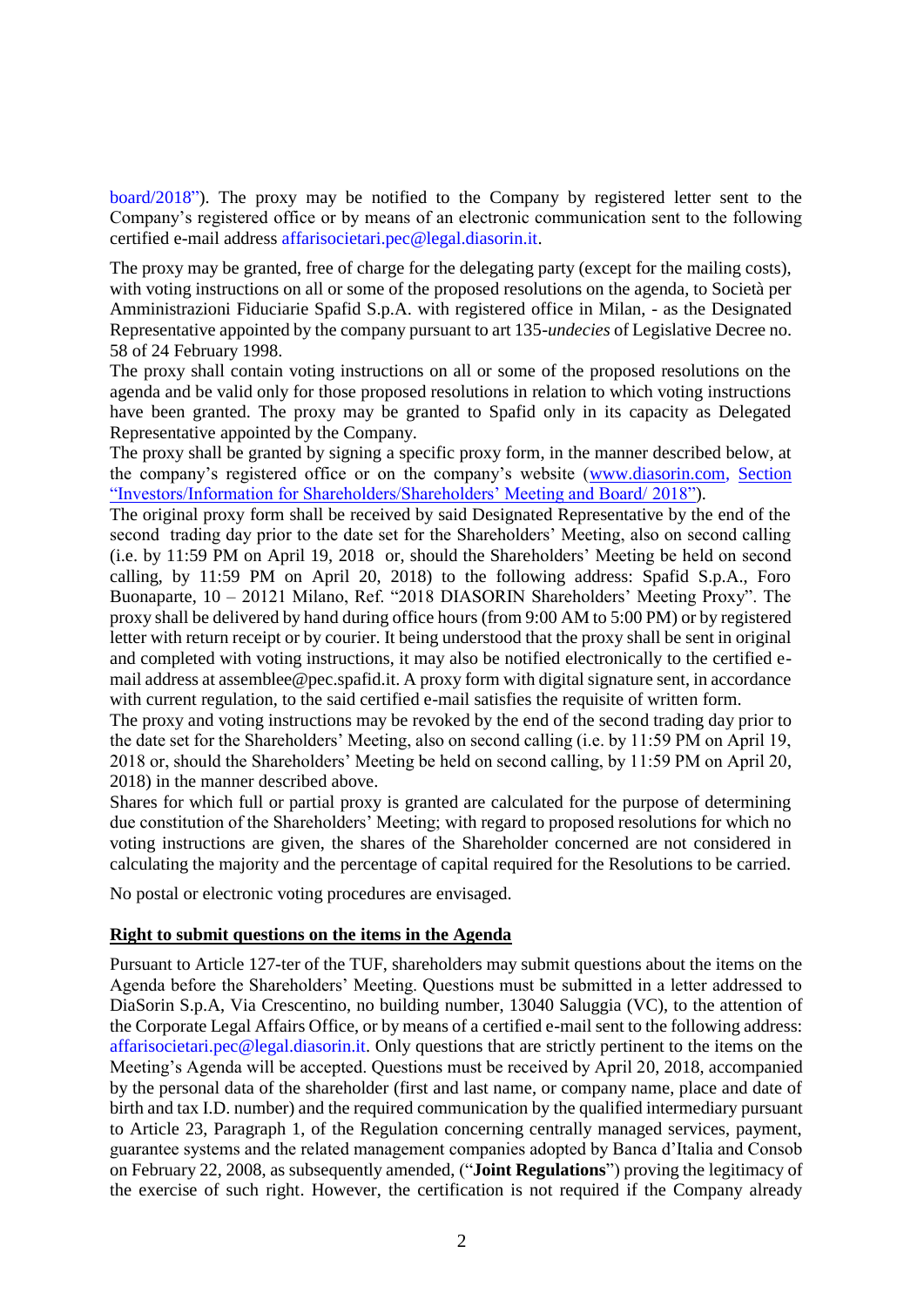board/2018”). The proxy may be notified to the Company by registered letter sent to the Company’s registered office or by means of an electronic communication sent to the following certified e-mail address affarisocietari.pec@legal.diasorin.it.

The proxy may be granted, free of charge for the delegating party (except for the mailing costs), with voting instructions on all or some of the proposed resolutions on the agenda, to Società per Amministrazioni Fiduciarie Spafid S.p.A. with registered office in Milan, - as the Designated Representative appointed by the company pursuant to art 135-*undecies* of Legislative Decree no. 58 of 24 February 1998.

The proxy shall contain voting instructions on all or some of the proposed resolutions on the agenda and be valid only for those proposed resolutions in relation to which voting instructions have been granted. The proxy may be granted to Spafid only in its capacity as Delegated Representative appointed by the Company.

The proxy shall be granted by signing a specific proxy form, in the manner described below, at the company’s registered office or on the company’s website (www.diasorin.com, Section “Investors/Information for Shareholders/Shareholders’ Meeting and Board/ 2018”).

The original proxy form shall be received by said Designated Representative by the end of the second trading day prior to the date set for the Shareholders’ Meeting, also on second calling (i.e. by 11:59 PM on April 19, 2018 or, should the Shareholders’ Meeting be held on second calling, by 11:59 PM on April 20, 2018) to the following address: Spafid S.p.A., Foro Buonaparte, 10 – 20121 Milano, Ref. “2018 DIASORIN Shareholders’ Meeting Proxy”. The proxy shall be delivered by hand during office hours (from 9:00 AM to 5:00 PM) or by registered letter with return receipt or by courier. It being understood that the proxy shall be sent in original and completed with voting instructions, it may also be notified electronically to the certified e-mail address at assemblee@pec.spafid.it. A proxy form with digital signature sent, in accordance with current regulation, to the said certified e-mail satisfies the requisite of written form.

The proxy and voting instructions may be revoked by the end of the second trading day prior to the date set for the Shareholders’ Meeting, also on second calling (i.e. by 11:59 PM on April 19, 2018 or, should the Shareholders’ Meeting be held on second calling, by 11:59 PM on April 20, 2018) in the manner described above.

Shares for which full or partial proxy is granted are calculated for the purpose of determining due constitution of the Shareholders’ Meeting; with regard to proposed resolutions for which no voting instructions are given, the shares of the Shareholder concerned are not considered in calculating the majority and the percentage of capital required for the Resolutions to be carried.

No postal or electronic voting procedures are envisaged.

## Right to submit questions on the items in the Agenda

Pursuant to Article 127-ter of the TUF, shareholders may submit questions about the items on the Agenda before the Shareholders’ Meeting. Questions must be submitted in a letter addressed to DiaSorin S.p.A, Via Crescentino, no building number, 13040 Saluggia (VC), to the attention of the Corporate Legal Affairs Office, or by means of a certified e-mail sent to the following address: affarisocietari.pec@legal.diasorin.it. Only questions that are strictly pertinent to the items on the Meeting’s Agenda will be accepted. Questions must be received by April 20, 2018, accompanied by the personal data of the shareholder (first and last name, or company name, place and date of birth and tax I.D. number) and the required communication by the qualified intermediary pursuant to Article 23, Paragraph 1, of the Regulation concerning centrally managed services, payment, guarantee systems and the related management companies adopted by Banca d’Italia and Consob on February 22, 2008, as subsequently amended, (“**Joint Regulations**”) proving the legitimacy of the exercise of such right. However, the certification is not required if the Company already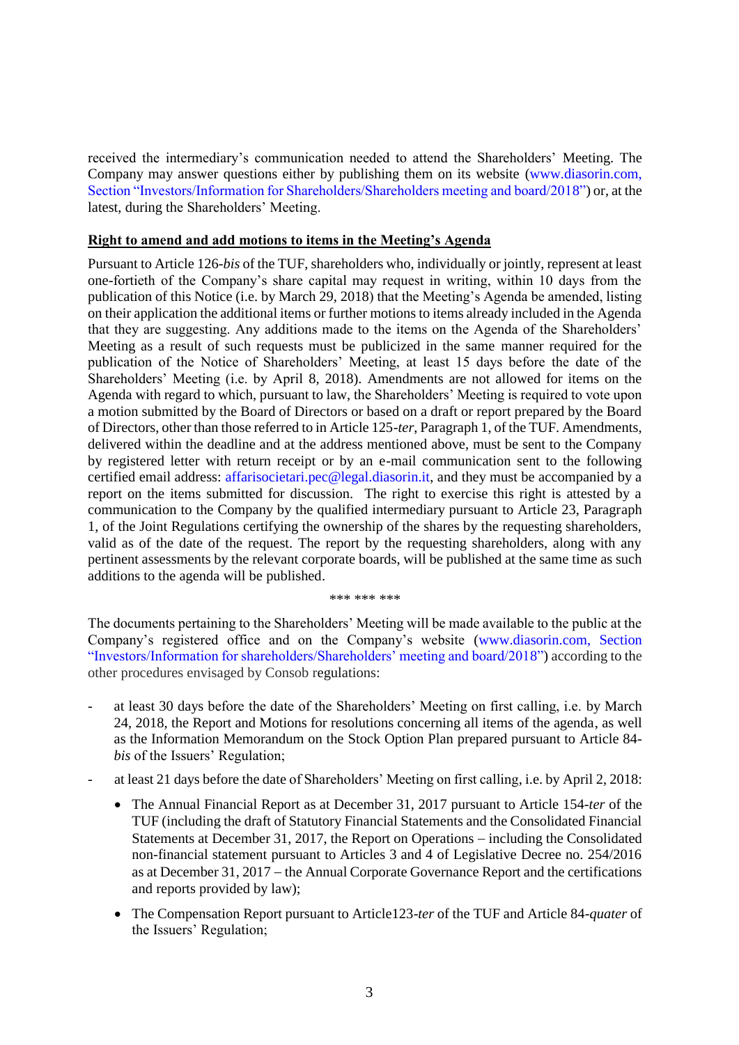received the intermediary's communication needed to attend the Shareholders' Meeting. The Company may answer questions either by publishing them on its website (www.diasorin.com, Section "Investors/Information for Shareholders/Shareholders meeting and board/2018") or, at the latest, during the Shareholders' Meeting.

**Right to amend and add motions to items in the Meeting's Agenda**

Pursuant to Article 126-*bis* of the TUF, shareholders who, individually or jointly, represent at least one-fortieth of the Company's share capital may request in writing, within 10 days from the publication of this Notice (i.e. by March 29, 2018) that the Meeting's Agenda be amended, listing on their application the additional items or further motions to items already included in the Agenda that they are suggesting. Any additions made to the items on the Agenda of the Shareholders' Meeting as a result of such requests must be publicized in the same manner required for the publication of the Notice of Shareholders' Meeting, at least 15 days before the date of the Shareholders' Meeting (i.e. by April 8, 2018). Amendments are not allowed for items on the Agenda with regard to which, pursuant to law, the Shareholders' Meeting is required to vote upon a motion submitted by the Board of Directors or based on a draft or report prepared by the Board of Directors, other than those referred to in Article 125-*ter*, Paragraph 1, of the TUF. Amendments, delivered within the deadline and at the address mentioned above, must be sent to the Company by registered letter with return receipt or by an e-mail communication sent to the following certified email address: affarisocietari.pec@legal.diasorin.it, and they must be accompanied by a report on the items submitted for discussion. The right to exercise this right is attested by a communication to the Company by the qualified intermediary pursuant to Article 23, Paragraph 1, of the Joint Regulations certifying the ownership of the shares by the requesting shareholders, valid as of the date of the request. The report by the requesting shareholders, along with any pertinent assessments by the relevant corporate boards, will be published at the same time as such additions to the agenda will be published.

\*\*\* \*\*\* \*\*\*

The documents pertaining to the Shareholders' Meeting will be made available to the public at the Company's registered office and on the Company's website (www.diasorin.com, Section "Investors/Information for shareholders/Shareholders' meeting and board/2018") according to the other procedures envisaged by Consob regulations:

- at least 30 days before the date of the Shareholders' Meeting on first calling, i.e. by March 24, 2018, the Report and Motions for resolutions concerning all items of the agenda, as well as the Information Memorandum on the Stock Option Plan prepared pursuant to Article 84-*bis* of the Issuers' Regulation;
- at least 21 days before the date of Shareholders' Meeting on first calling, i.e. by April 2, 2018:
  - The Annual Financial Report as at December 31, 2017 pursuant to Article 154-*ter* of the TUF (including the draft of Statutory Financial Statements and the Consolidated Financial Statements at December 31, 2017, the Report on Operations – including the Consolidated non-financial statement pursuant to Articles 3 and 4 of Legislative Decree no. 254/2016 as at December 31, 2017 – the Annual Corporate Governance Report and the certifications and reports provided by law);
  - The Compensation Report pursuant to Article123-*ter* of the TUF and Article 84-*quater* of the Issuers' Regulation;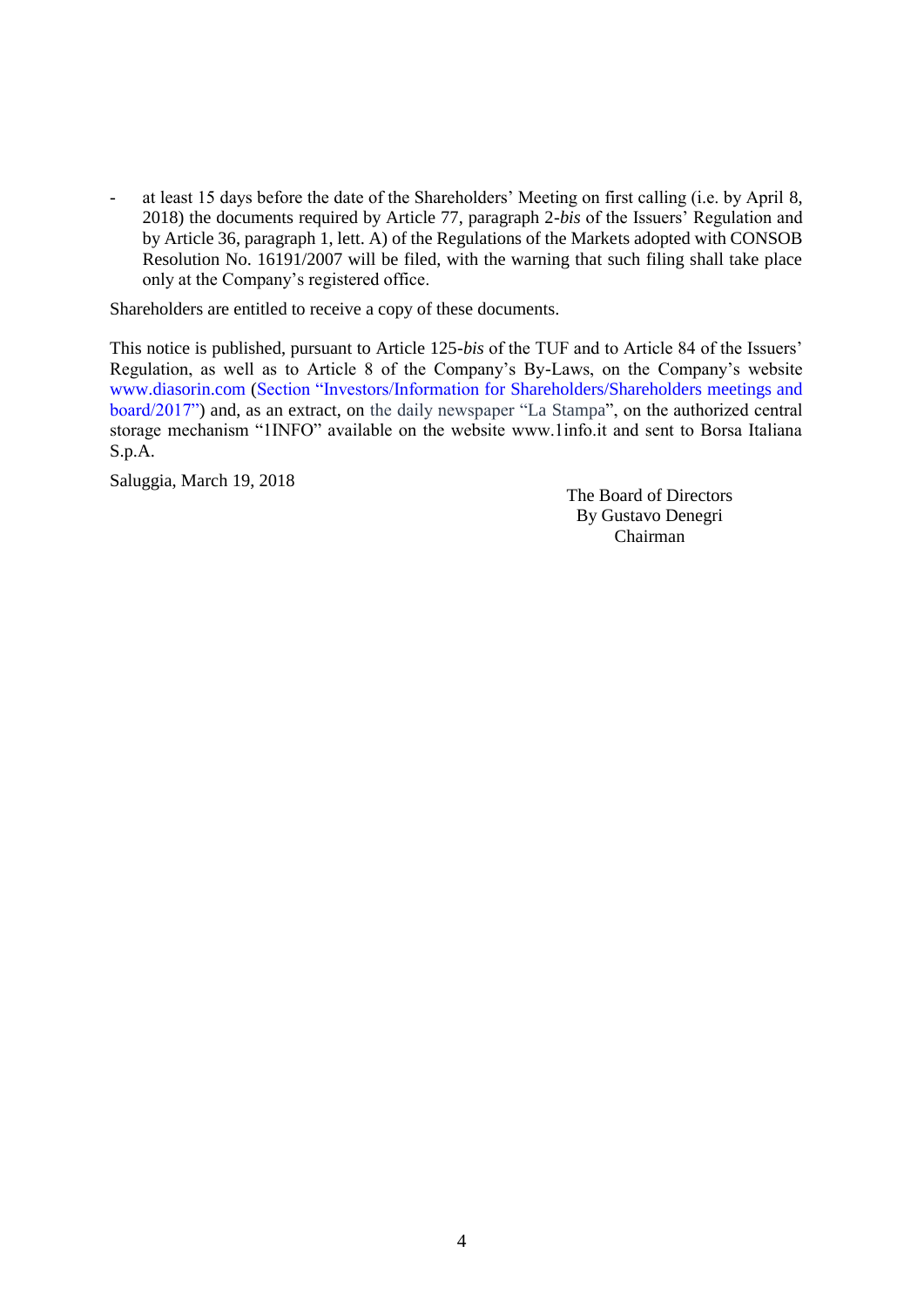- at least 15 days before the date of the Shareholders' Meeting on first calling (i.e. by April 8, 2018) the documents required by Article 77, paragraph 2-*bis* of the Issuers' Regulation and by Article 36, paragraph 1, lett. A) of the Regulations of the Markets adopted with CONSOB Resolution No. 16191/2007 will be filed, with the warning that such filing shall take place only at the Company's registered office.

Shareholders are entitled to receive a copy of these documents.

This notice is published, pursuant to Article 125-*bis* of the TUF and to Article 84 of the Issuers' Regulation, as well as to Article 8 of the Company's By-Laws, on the Company's website www.diasorin.com (Section "Investors/Information for Shareholders/Shareholders meetings and board/2017") and, as an extract, on the daily newspaper "La Stampa", on the authorized central storage mechanism "1INFO" available on the website www.1info.it and sent to Borsa Italiana S.p.A.

Saluggia, March 19, 2018

The Board of Directors
By Gustavo Denegri
Chairman